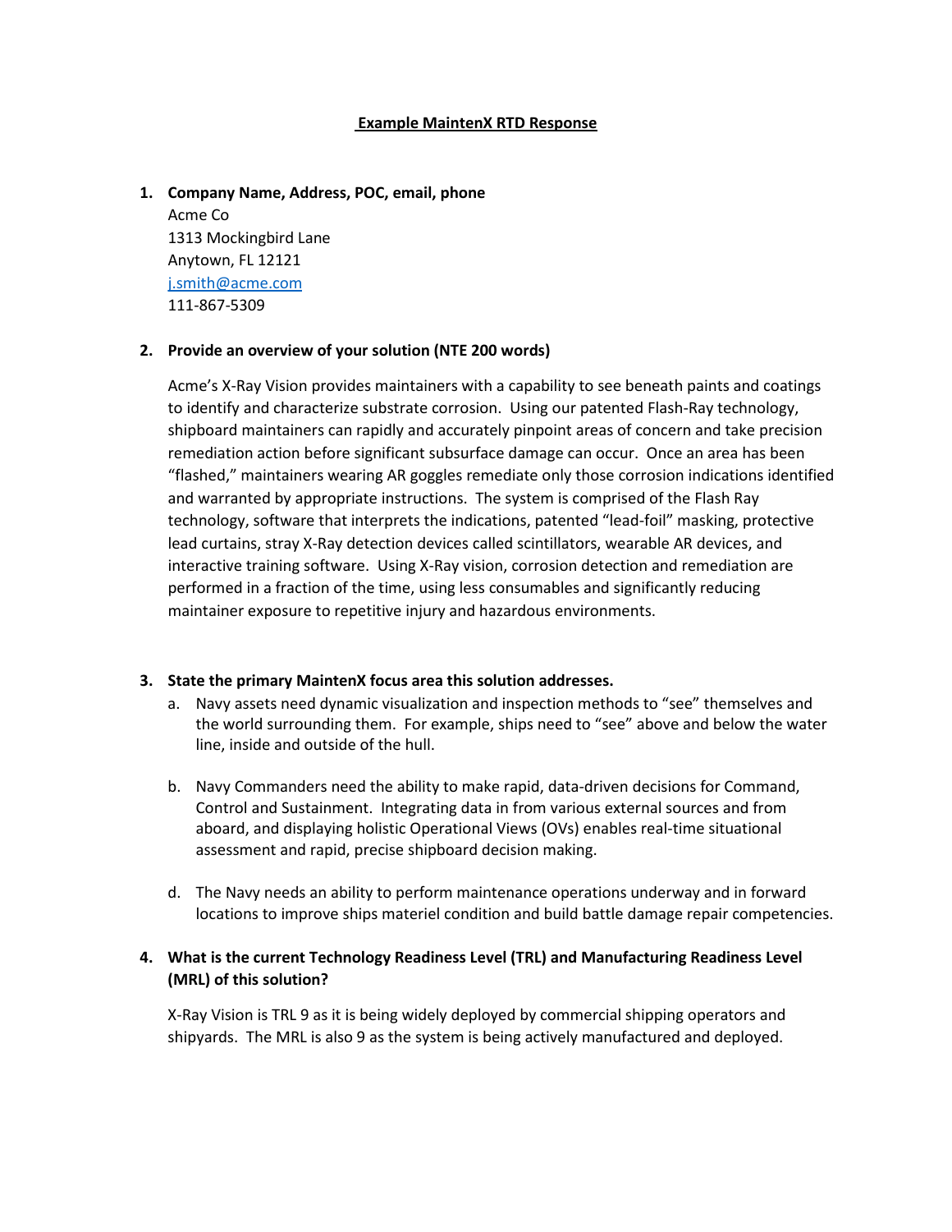# Example MaintenX RTD Response

1. **Company Name, Address, POC, email, phone**

   Acme Co
   1313 Mockingbird Lane
   Anytown, FL 12121
   j.smith@acme.com
   111-867-5309

2. **Provide an overview of your solution (NTE 200 words)**

   Acme's X-Ray Vision provides maintainers with a capability to see beneath paints and coatings to identify and characterize substrate corrosion. Using our patented Flash-Ray technology, shipboard maintainers can rapidly and accurately pinpoint areas of concern and take precision remediation action before significant subsurface damage can occur. Once an area has been "flashed," maintainers wearing AR goggles remediate only those corrosion indications identified and warranted by appropriate instructions. The system is comprised of the Flash Ray technology, software that interprets the indications, patented "lead-foil" masking, protective lead curtains, stray X-Ray detection devices called scintillators, wearable AR devices, and interactive training software. Using X-Ray vision, corrosion detection and remediation are performed in a fraction of the time, using less consumables and significantly reducing maintainer exposure to repetitive injury and hazardous environments.

3. **State the primary MaintenX focus area this solution addresses.**

   a. Navy assets need dynamic visualization and inspection methods to "see" themselves and the world surrounding them. For example, ships need to "see" above and below the water line, inside and outside of the hull.

   b. Navy Commanders need the ability to make rapid, data-driven decisions for Command, Control and Sustainment. Integrating data in from various external sources and from aboard, and displaying holistic Operational Views (OVs) enables real-time situational assessment and rapid, precise shipboard decision making.

   d. The Navy needs an ability to perform maintenance operations underway and in forward locations to improve ships materiel condition and build battle damage repair competencies.

4. **What is the current Technology Readiness Level (TRL) and Manufacturing Readiness Level (MRL) of this solution?**

   X-Ray Vision is TRL 9 as it is being widely deployed by commercial shipping operators and shipyards. The MRL is also 9 as the system is being actively manufactured and deployed.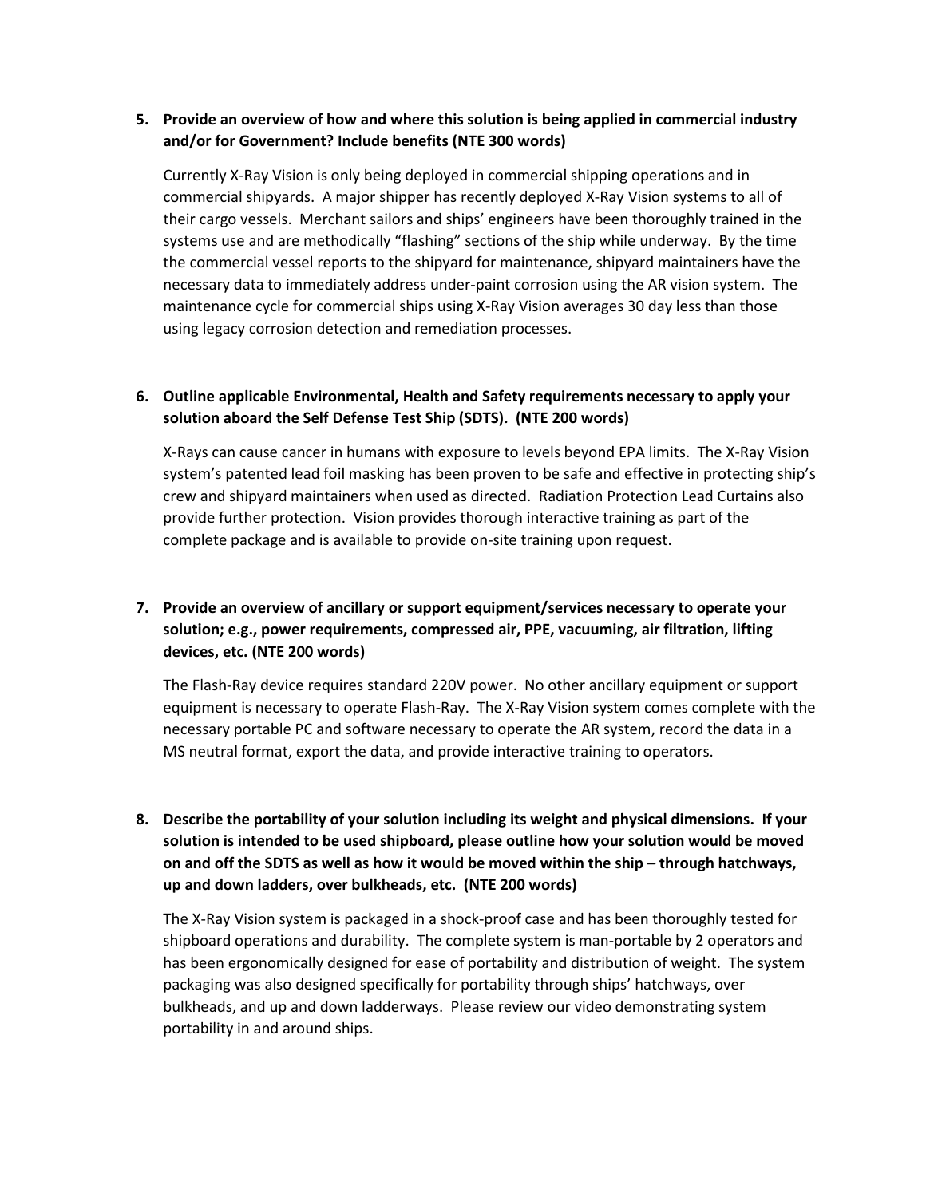5. **Provide an overview of how and where this solution is being applied in commercial industry and/or for Government? Include benefits (NTE 300 words)**

   Currently X-Ray Vision is only being deployed in commercial shipping operations and in commercial shipyards. A major shipper has recently deployed X-Ray Vision systems to all of their cargo vessels. Merchant sailors and ships' engineers have been thoroughly trained in the systems use and are methodically "flashing" sections of the ship while underway. By the time the commercial vessel reports to the shipyard for maintenance, shipyard maintainers have the necessary data to immediately address under-paint corrosion using the AR vision system. The maintenance cycle for commercial ships using X-Ray Vision averages 30 day less than those using legacy corrosion detection and remediation processes.

6. **Outline applicable Environmental, Health and Safety requirements necessary to apply your solution aboard the Self Defense Test Ship (SDTS). (NTE 200 words)**

   X-Rays can cause cancer in humans with exposure to levels beyond EPA limits. The X-Ray Vision system's patented lead foil masking has been proven to be safe and effective in protecting ship's crew and shipyard maintainers when used as directed. Radiation Protection Lead Curtains also provide further protection. Vision provides thorough interactive training as part of the complete package and is available to provide on-site training upon request.

7. **Provide an overview of ancillary or support equipment/services necessary to operate your solution; e.g., power requirements, compressed air, PPE, vacuuming, air filtration, lifting devices, etc. (NTE 200 words)**

   The Flash-Ray device requires standard 220V power. No other ancillary equipment or support equipment is necessary to operate Flash-Ray. The X-Ray Vision system comes complete with the necessary portable PC and software necessary to operate the AR system, record the data in a MS neutral format, export the data, and provide interactive training to operators.

8. **Describe the portability of your solution including its weight and physical dimensions. If your solution is intended to be used shipboard, please outline how your solution would be moved on and off the SDTS as well as how it would be moved within the ship – through hatchways, up and down ladders, over bulkheads, etc. (NTE 200 words)**

   The X-Ray Vision system is packaged in a shock-proof case and has been thoroughly tested for shipboard operations and durability. The complete system is man-portable by 2 operators and has been ergonomically designed for ease of portability and distribution of weight. The system packaging was also designed specifically for portability through ships' hatchways, over bulkheads, and up and down ladderways. Please review our video demonstrating system portability in and around ships.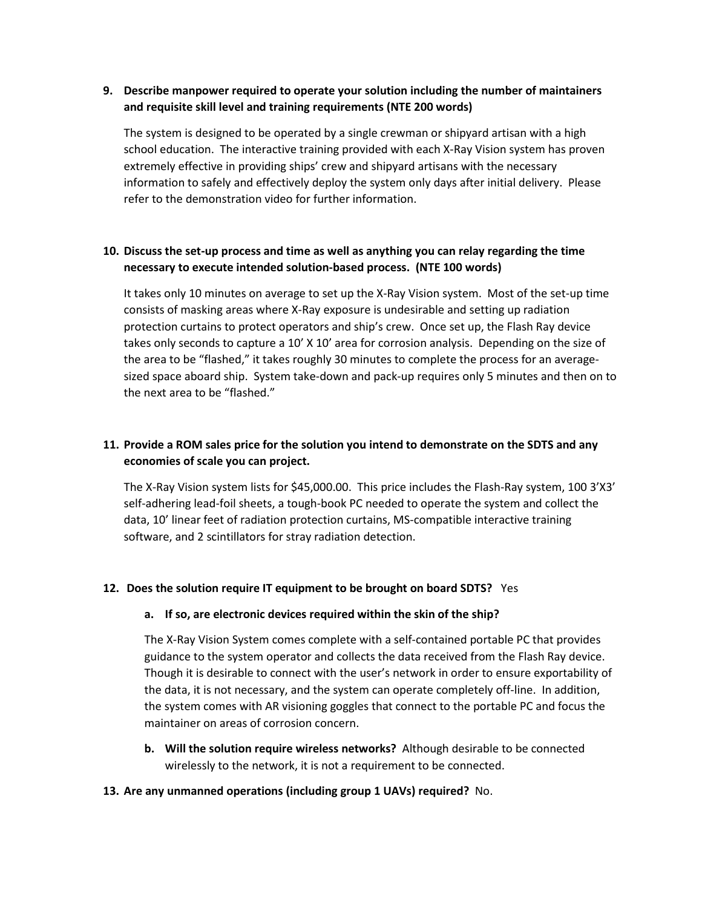9. **Describe manpower required to operate your solution including the number of maintainers and requisite skill level and training requirements (NTE 200 words)**

   The system is designed to be operated by a single crewman or shipyard artisan with a high school education. The interactive training provided with each X-Ray Vision system has proven extremely effective in providing ships' crew and shipyard artisans with the necessary information to safely and effectively deploy the system only days after initial delivery. Please refer to the demonstration video for further information.

10. **Discuss the set-up process and time as well as anything you can relay regarding the time necessary to execute intended solution-based process. (NTE 100 words)**

    It takes only 10 minutes on average to set up the X-Ray Vision system. Most of the set-up time consists of masking areas where X-Ray exposure is undesirable and setting up radiation protection curtains to protect operators and ship's crew. Once set up, the Flash Ray device takes only seconds to capture a 10' X 10' area for corrosion analysis. Depending on the size of the area to be "flashed," it takes roughly 30 minutes to complete the process for an average-sized space aboard ship. System take-down and pack-up requires only 5 minutes and then on to the next area to be "flashed."

11. **Provide a ROM sales price for the solution you intend to demonstrate on the SDTS and any economies of scale you can project.**

    The X-Ray Vision system lists for $45,000.00. This price includes the Flash-Ray system, 100 3'X3' self-adhering lead-foil sheets, a tough-book PC needed to operate the system and collect the data, 10' linear feet of radiation protection curtains, MS-compatible interactive training software, and 2 scintillators for stray radiation detection.

12. **Does the solution require IT equipment to be brought on board SDTS?** Yes

    a. **If so, are electronic devices required within the skin of the ship?**

       The X-Ray Vision System comes complete with a self-contained portable PC that provides guidance to the system operator and collects the data received from the Flash Ray device. Though it is desirable to connect with the user's network in order to ensure exportability of the data, it is not necessary, and the system can operate completely off-line. In addition, the system comes with AR visioning goggles that connect to the portable PC and focus the maintainer on areas of corrosion concern.

    b. **Will the solution require wireless networks?** Although desirable to be connected wirelessly to the network, it is not a requirement to be connected.

13. **Are any unmanned operations (including group 1 UAVs) required?** No.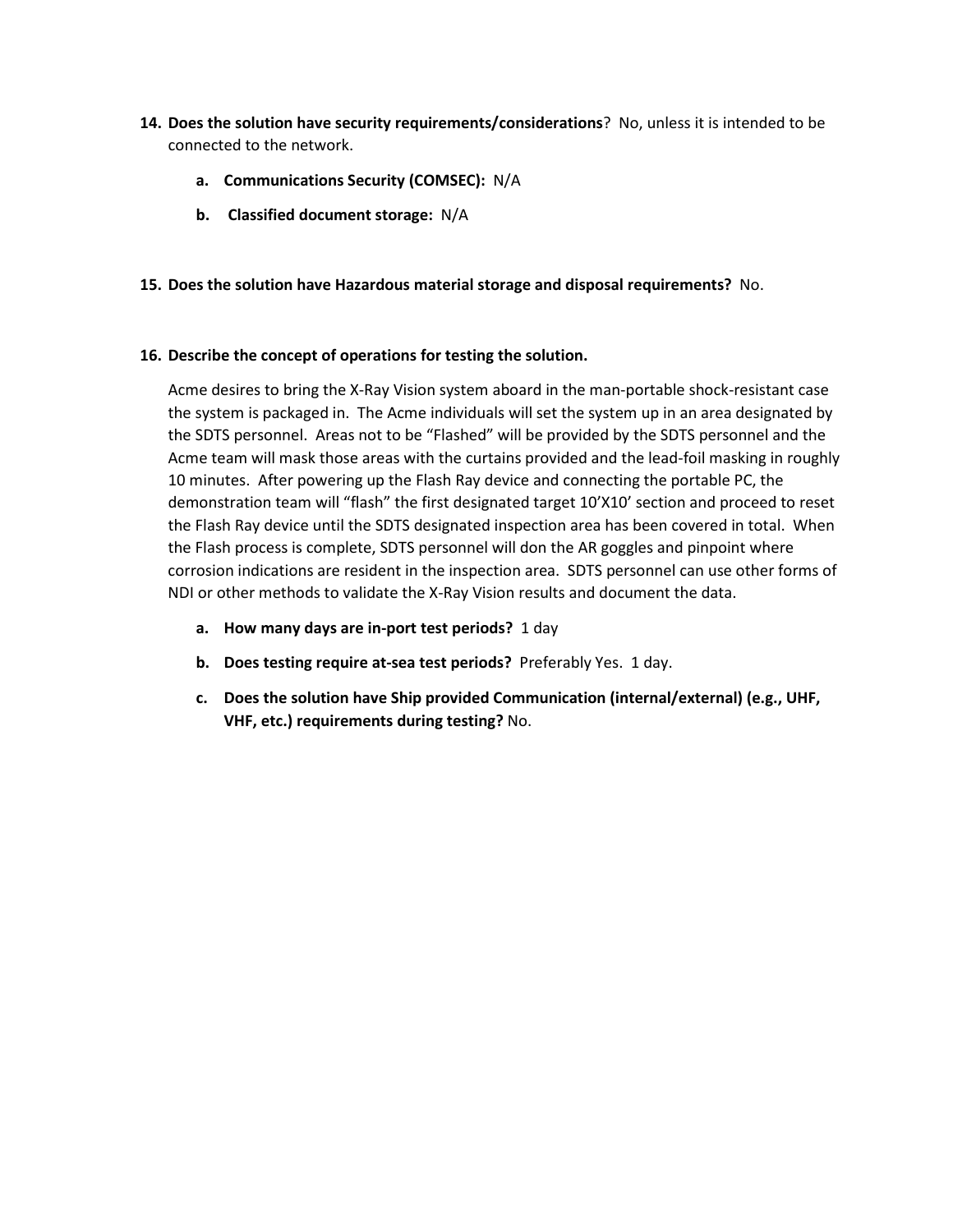14. **Does the solution have security requirements/considerations**? No, unless it is intended to be connected to the network.

    a. **Communications Security (COMSEC):** N/A

    b. **Classified document storage:** N/A

15. **Does the solution have Hazardous material storage and disposal requirements?** No.

16. **Describe the concept of operations for testing the solution.**

    Acme desires to bring the X-Ray Vision system aboard in the man-portable shock-resistant case the system is packaged in. The Acme individuals will set the system up in an area designated by the SDTS personnel. Areas not to be "Flashed" will be provided by the SDTS personnel and the Acme team will mask those areas with the curtains provided and the lead-foil masking in roughly 10 minutes. After powering up the Flash Ray device and connecting the portable PC, the demonstration team will "flash" the first designated target 10'X10' section and proceed to reset the Flash Ray device until the SDTS designated inspection area has been covered in total. When the Flash process is complete, SDTS personnel will don the AR goggles and pinpoint where corrosion indications are resident in the inspection area. SDTS personnel can use other forms of NDI or other methods to validate the X-Ray Vision results and document the data.

    a. **How many days are in-port test periods?** 1 day

    b. **Does testing require at-sea test periods?** Preferably Yes. 1 day.

    c. **Does the solution have Ship provided Communication (internal/external) (e.g., UHF, VHF, etc.) requirements during testing?** No.